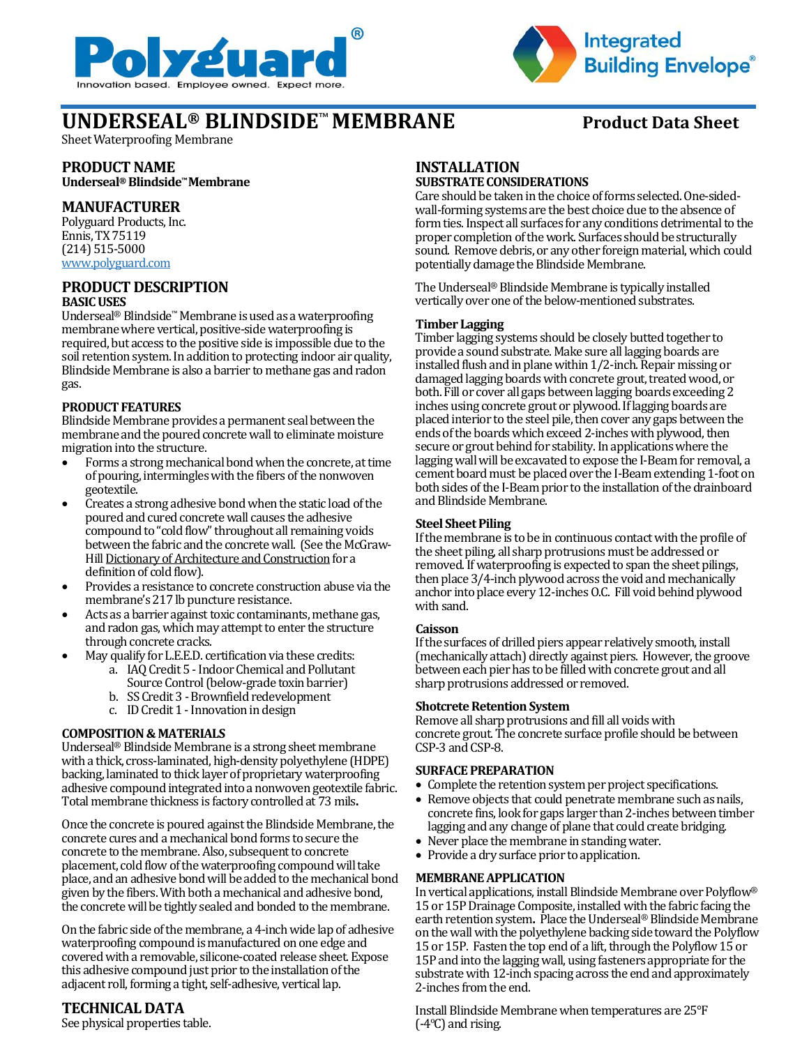# UNDERSEAL® BLINDSIDE™ MEMBRANE

**Product Data Sheet**

Sheet Waterproofing Membrane

## PRODUCT NAME

**Underseal® Blindside™ Membrane**

## MANUFACTURER

Polyguard Products, Inc.
Ennis, TX 75119
(214) 515-5000
www.polyguard.com

## PRODUCT DESCRIPTION

### BASIC USES

Underseal® Blindside™ Membrane is used as a waterproofing membrane where vertical, positive-side waterproofing is required, but access to the positive side is impossible due to the soil retention system. In addition to protecting indoor air quality, Blindside Membrane is also a barrier to methane gas and radon gas.

### PRODUCT FEATURES

Blindside Membrane provides a permanent seal between the membrane and the poured concrete wall to eliminate moisture migration into the structure.

- Forms a strong mechanical bond when the concrete, at time of pouring, intermingles with the fibers of the nonwoven geotextile.
- Creates a strong adhesive bond when the static load of the poured and cured concrete wall causes the adhesive compound to "cold flow" throughout all remaining voids between the fabric and the concrete wall. (See the McGraw-Hill Dictionary of Architecture and Construction for a definition of cold flow).
- Provides a resistance to concrete construction abuse via the membrane's 217 lb puncture resistance.
- Acts as a barrier against toxic contaminants, methane gas, and radon gas, which may attempt to enter the structure through concrete cracks.
- May qualify for L.E.E.D. certification via these credits:
  a. IAQ Credit 5 - Indoor Chemical and Pollutant Source Control (below-grade toxin barrier)
  b. SS Credit 3 - Brownfield redevelopment
  c. ID Credit 1 - Innovation in design

### COMPOSITION & MATERIALS

Underseal® Blindside Membrane is a strong sheet membrane with a thick, cross-laminated, high-density polyethylene (HDPE) backing, laminated to thick layer of proprietary waterproofing adhesive compound integrated into a nonwoven geotextile fabric. Total membrane thickness is factory controlled at 73 mils**.**

Once the concrete is poured against the Blindside Membrane, the concrete cures and a mechanical bond forms to secure the concrete to the membrane. Also, subsequent to concrete placement, cold flow of the waterproofing compound will take place, and an adhesive bond will be added to the mechanical bond given by the fibers. With both a mechanical and adhesive bond, the concrete will be tightly sealed and bonded to the membrane.

On the fabric side of the membrane, a 4-inch wide lap of adhesive waterproofing compound is manufactured on one edge and covered with a removable, silicone-coated release sheet. Expose this adhesive compound just prior to the installation of the adjacent roll, forming a tight, self-adhesive, vertical lap.

## TECHNICAL DATA

See physical properties table.

## INSTALLATION

### SUBSTRATE CONSIDERATIONS

Care should be taken in the choice of forms selected. One-sided-wall-forming systems are the best choice due to the absence of form ties. Inspect all surfaces for any conditions detrimental to the proper completion of the work. Surfaces should be structurally sound. Remove debris, or any other foreign material, which could potentially damage the Blindside Membrane.

The Underseal® Blindside Membrane is typically installed vertically over one of the below-mentioned substrates.

#### Timber Lagging

Timber lagging systems should be closely butted together to provide a sound substrate. Make sure all lagging boards are installed flush and in plane within 1/2-inch. Repair missing or damaged lagging boards with concrete grout, treated wood, or both. Fill or cover all gaps between lagging boards exceeding 2 inches using concrete grout or plywood. If lagging boards are placed interior to the steel pile, then cover any gaps between the ends of the boards which exceed 2-inches with plywood, then secure or grout behind for stability. In applications where the lagging wall will be excavated to expose the I-Beam for removal, a cement board must be placed over the I-Beam extending 1-foot on both sides of the I-Beam prior to the installation of the drainboard and Blindside Membrane.

#### Steel Sheet Piling

If the membrane is to be in continuous contact with the profile of the sheet piling, all sharp protrusions must be addressed or removed. If waterproofing is expected to span the sheet pilings, then place 3/4-inch plywood across the void and mechanically anchor into place every 12-inches O.C. Fill void behind plywood with sand.

#### Caisson

If the surfaces of drilled piers appear relatively smooth, install (mechanically attach) directly against piers. However, the groove between each pier has to be filled with concrete grout and all sharp protrusions addressed or removed.

#### Shotcrete Retention System

Remove all sharp protrusions and fill all voids with concrete grout. The concrete surface profile should be between CSP-3 and CSP-8.

### SURFACE PREPARATION

- Complete the retention system per project specifications.
- Remove objects that could penetrate membrane such as nails, concrete fins, look for gaps larger than 2-inches between timber lagging and any change of plane that could create bridging.
- Never place the membrane in standing water.
- Provide a dry surface prior to application.

### MEMBRANE APPLICATION

In vertical applications, install Blindside Membrane over Polyflow® 15 or 15P Drainage Composite, installed with the fabric facing the earth retention system**.** Place the Underseal® Blindside Membrane on the wall with the polyethylene backing side toward the Polyflow 15 or 15P. Fasten the top end of a lift, through the Polyflow 15 or 15P and into the lagging wall, using fasteners appropriate for the substrate with 12-inch spacing across the end and approximately 2-inches from the end.

Install Blindside Membrane when temperatures are 25°F (-4°C) and rising.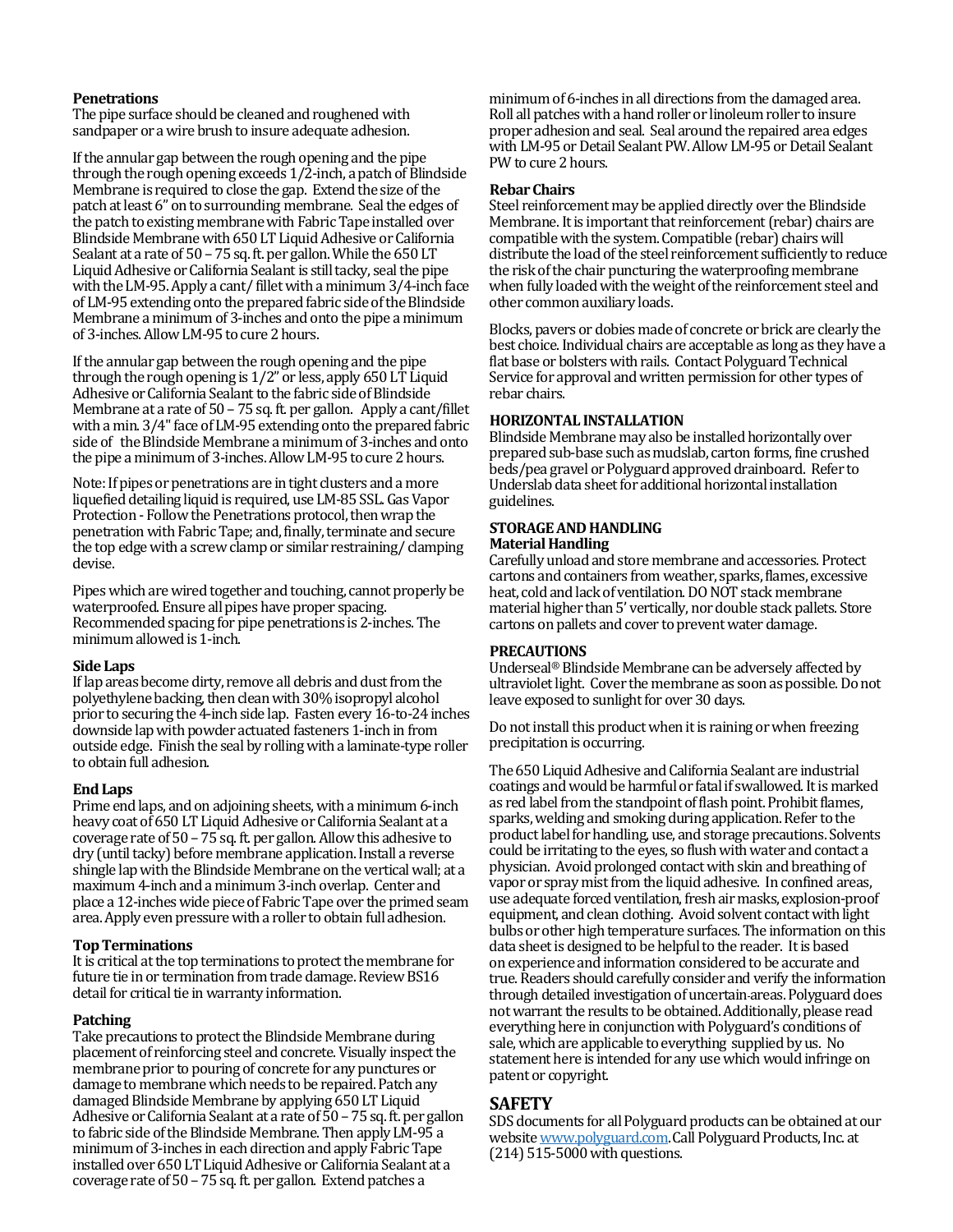**Penetrations**

The pipe surface should be cleaned and roughened with sandpaper or a wire brush to insure adequate adhesion.

If the annular gap between the rough opening and the pipe through the rough opening exceeds 1/2-inch, a patch of Blindside Membrane is required to close the gap. Extend the size of the patch at least 6" on to surrounding membrane. Seal the edges of the patch to existing membrane with Fabric Tape installed over Blindside Membrane with 650 LT Liquid Adhesive or California Sealant at a rate of 50 – 75 sq. ft. per gallon. While the 650 LT Liquid Adhesive or California Sealant is still tacky, seal the pipe with the LM-95. Apply a cant/ fillet with a minimum 3/4-inch face of LM-95 extending onto the prepared fabric side of the Blindside Membrane a minimum of 3-inches and onto the pipe a minimum of 3-inches. Allow LM-95 to cure 2 hours.

If the annular gap between the rough opening and the pipe through the rough opening is 1/2" or less, apply 650 LT Liquid Adhesive or California Sealant to the fabric side of Blindside Membrane at a rate of 50 – 75 sq. ft. per gallon. Apply a cant/fillet with a min. 3/4" face of LM-95 extending onto the prepared fabric side of the Blindside Membrane a minimum of 3-inches and onto the pipe a minimum of 3-inches. Allow LM-95 to cure 2 hours.

Note: If pipes or penetrations are in tight clusters and a more liquefied detailing liquid is required, use LM-85 SSL. Gas Vapor Protection - Follow the Penetrations protocol, then wrap the penetration with Fabric Tape; and, finally, terminate and secure the top edge with a screw clamp or similar restraining/ clamping devise.

Pipes which are wired together and touching, cannot properly be waterproofed. Ensure all pipes have proper spacing. Recommended spacing for pipe penetrations is 2-inches. The minimum allowed is 1-inch.

**Side Laps**

If lap areas become dirty, remove all debris and dust from the polyethylene backing, then clean with 30% isopropyl alcohol prior to securing the 4-inch side lap. Fasten every 16-to-24 inches downside lap with powder actuated fasteners 1-inch in from outside edge. Finish the seal by rolling with a laminate-type roller to obtain full adhesion.

**End Laps**

Prime end laps, and on adjoining sheets, with a minimum 6-inch heavy coat of 650 LT Liquid Adhesive or California Sealant at a coverage rate of 50 – 75 sq. ft. per gallon. Allow this adhesive to dry (until tacky) before membrane application. Install a reverse shingle lap with the Blindside Membrane on the vertical wall; at a maximum 4-inch and a minimum 3-inch overlap. Center and place a 12-inches wide piece of Fabric Tape over the primed seam area. Apply even pressure with a roller to obtain full adhesion.

**Top Terminations**

It is critical at the top terminations to protect the membrane for future tie in or termination from trade damage. Review BS16 detail for critical tie in warranty information.

**Patching**

Take precautions to protect the Blindside Membrane during placement of reinforcing steel and concrete. Visually inspect the membrane prior to pouring of concrete for any punctures or damage to membrane which needs to be repaired. Patch any damaged Blindside Membrane by applying 650 LT Liquid Adhesive or California Sealant at a rate of 50 – 75 sq. ft. per gallon to fabric side of the Blindside Membrane. Then apply LM-95 a minimum of 3-inches in each direction and apply Fabric Tape installed over 650 LT Liquid Adhesive or California Sealant at a coverage rate of 50 – 75 sq. ft. per gallon. Extend patches a minimum of 6-inches in all directions from the damaged area. Roll all patches with a hand roller or linoleum roller to insure proper adhesion and seal. Seal around the repaired area edges with LM-95 or Detail Sealant PW. Allow LM-95 or Detail Sealant PW to cure 2 hours.

**Rebar Chairs**

Steel reinforcement may be applied directly over the Blindside Membrane. It is important that reinforcement (rebar) chairs are compatible with the system. Compatible (rebar) chairs will distribute the load of the steel reinforcement sufficiently to reduce the risk of the chair puncturing the waterproofing membrane when fully loaded with the weight of the reinforcement steel and other common auxiliary loads.

Blocks, pavers or dobies made of concrete or brick are clearly the best choice. Individual chairs are acceptable as long as they have a flat base or bolsters with rails. Contact Polyguard Technical Service for approval and written permission for other types of rebar chairs.

**HORIZONTAL INSTALLATION**

Blindside Membrane may also be installed horizontally over prepared sub-base such as mudslab, carton forms, fine crushed beds/pea gravel or Polyguard approved drainboard. Refer to Underslab data sheet for additional horizontal installation guidelines.

**STORAGE AND HANDLING**

**Material Handling**

Carefully unload and store membrane and accessories. Protect cartons and containers from weather, sparks, flames, excessive heat, cold and lack of ventilation. DO NOT stack membrane material higher than 5' vertically, nor double stack pallets. Store cartons on pallets and cover to prevent water damage.

**PRECAUTIONS**

Underseal® Blindside Membrane can be adversely affected by ultraviolet light. Cover the membrane as soon as possible. Do not leave exposed to sunlight for over 30 days.

Do not install this product when it is raining or when freezing precipitation is occurring.

The 650 Liquid Adhesive and California Sealant are industrial coatings and would be harmful or fatal if swallowed. It is marked as red label from the standpoint of flash point. Prohibit flames, sparks, welding and smoking during application. Refer to the product label for handling, use, and storage precautions. Solvents could be irritating to the eyes, so flush with water and contact a physician. Avoid prolonged contact with skin and breathing of vapor or spray mist from the liquid adhesive. In confined areas, use adequate forced ventilation, fresh air masks, explosion-proof equipment, and clean clothing. Avoid solvent contact with light bulbs or other high temperature surfaces. The information on this data sheet is designed to be helpful to the reader. It is based on experience and information considered to be accurate and true. Readers should carefully consider and verify the information through detailed investigation of uncertain-areas. Polyguard does not warrant the results to be obtained. Additionally, please read everything here in conjunction with Polyguard's conditions of sale, which are applicable to everything supplied by us. No statement here is intended for any use which would infringe on patent or copyright.

## SAFETY

SDS documents for all Polyguard products can be obtained at our website www.polyguard.com. Call Polyguard Products, Inc. at (214) 515-5000 with questions.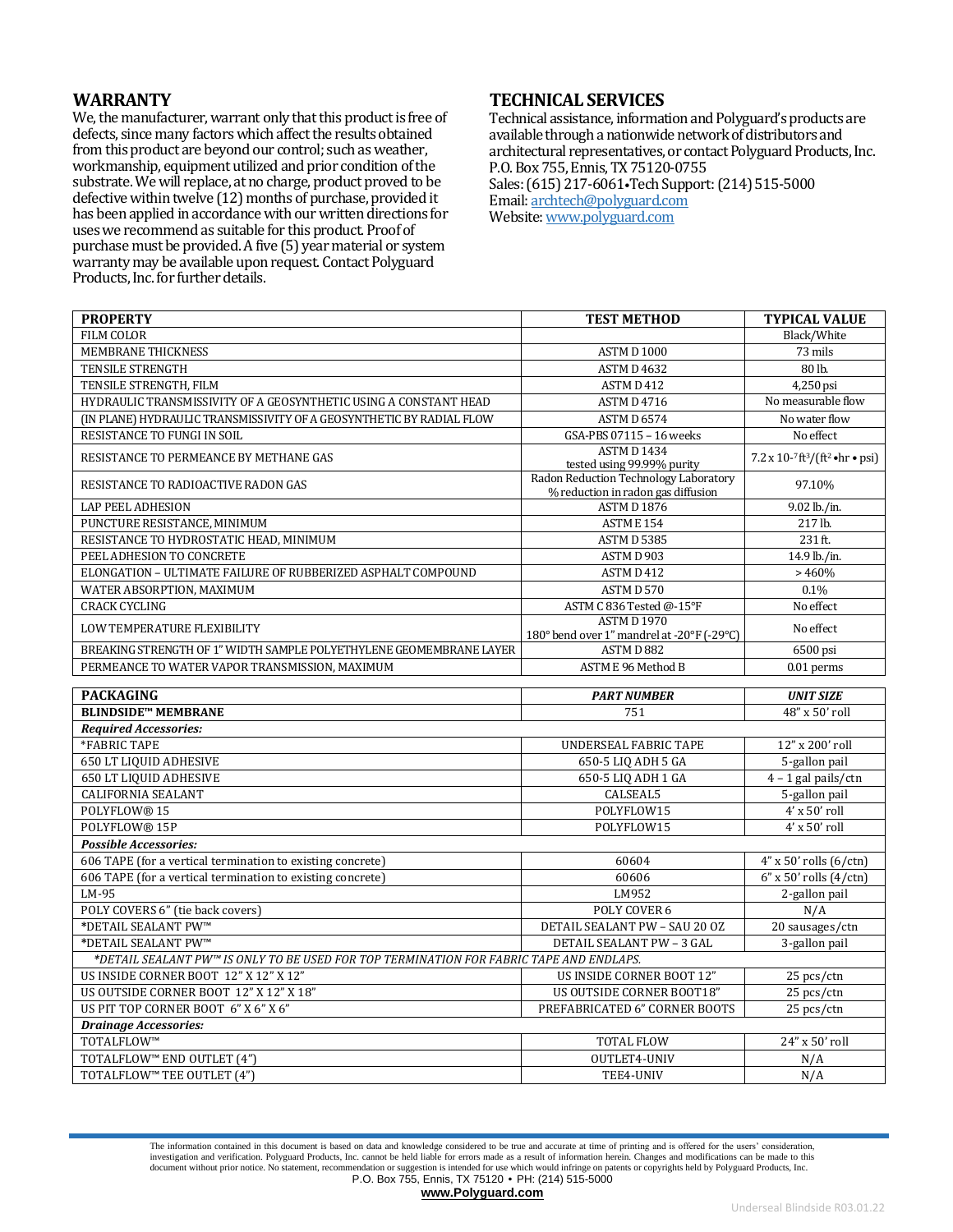## WARRANTY

We, the manufacturer, warrant only that this product is free of defects, since many factors which affect the results obtained from this product are beyond our control; such as weather, workmanship, equipment utilized and prior condition of the substrate. We will replace, at no charge, product proved to be defective within twelve (12) months of purchase, provided it has been applied in accordance with our written directions for uses we recommend as suitable for this product. Proof of purchase must be provided. A five (5) year material or system warranty may be available upon request. Contact Polyguard Products, Inc. for further details.

## TECHNICAL SERVICES

Technical assistance, information and Polyguard's products are available through a nationwide network of distributors and architectural representatives, or contact Polyguard Products, Inc.
P.O. Box 755, Ennis, TX 75120-0755
Sales: (615) 217-6061•Tech Support: (214) 515-5000
Email: archtech@polyguard.com
Website: www.polyguard.com

| PROPERTY | TEST METHOD | TYPICAL VALUE |
|---|---|---|
| FILM COLOR | | Black/White |
| MEMBRANE THICKNESS | ASTM D 1000 | 73 mils |
| TENSILE STRENGTH | ASTM D 4632 | 80 lb. |
| TENSILE STRENGTH, FILM | ASTM D 412 | 4,250 psi |
| HYDRAULIC TRANSMISSIVITY OF A GEOSYNTHETIC USING A CONSTANT HEAD | ASTM D 4716 | No measurable flow |
| (IN PLANE) HYDRAULIC TRANSMISSIVITY OF A GEOSYNTHETIC BY RADIAL FLOW | ASTM D 6574 | No water flow |
| RESISTANCE TO FUNGI IN SOIL | GSA-PBS 07115 – 16 weeks | No effect |
| RESISTANCE TO PERMEANCE BY METHANE GAS | ASTM D 1434 tested using 99.99% purity | $7.2 \times 10^{-7}$ ft³/(ft² •hr • psi) |
| RESISTANCE TO RADIOACTIVE RADON GAS | Radon Reduction Technology Laboratory % reduction in radon gas diffusion | 97.10% |
| LAP PEEL ADHESION | ASTM D 1876 | 9.02 lb./in. |
| PUNCTURE RESISTANCE, MINIMUM | ASTM E 154 | 217 lb. |
| RESISTANCE TO HYDROSTATIC HEAD, MINIMUM | ASTM D 5385 | 231 ft. |
| PEEL ADHESION TO CONCRETE | ASTM D 903 | 14.9 lb./in. |
| ELONGATION – ULTIMATE FAILURE OF RUBBERIZED ASPHALT COMPOUND | ASTM D 412 | > 460% |
| WATER ABSORPTION, MAXIMUM | ASTM D 570 | 0.1% |
| CRACK CYCLING | ASTM C 836 Tested @-15°F | No effect |
| LOW TEMPERATURE FLEXIBILITY | ASTM D 1970 180° bend over 1" mandrel at -20°F (-29°C) | No effect |
| BREAKING STRENGTH OF 1" WIDTH SAMPLE POLYETHYLENE GEOMEMBRANE LAYER | ASTM D 882 | 6500 psi |
| PERMEANCE TO WATER VAPOR TRANSMISSION, MAXIMUM | ASTM E 96 Method B | 0.01 perms |

| PACKAGING | *PART NUMBER* | *UNIT SIZE* |
|---|---|---|
| **BLINDSIDE™ MEMBRANE** | 751 | 48" x 50' roll |
| ***Required Accessories:*** | | |
| *FABRIC TAPE | UNDERSEAL FABRIC TAPE | 12" x 200' roll |
| 650 LT LIQUID ADHESIVE | 650-5 LIQ ADH 5 GA | 5-gallon pail |
| 650 LT LIQUID ADHESIVE | 650-5 LIQ ADH 1 GA | 4 – 1 gal pails/ctn |
| CALIFORNIA SEALANT | CALSEAL5 | 5-gallon pail |
| POLYFLOW® 15 | POLYFLOW15 | 4' x 50' roll |
| POLYFLOW® 15P | POLYFLOW15 | 4' x 50' roll |
| ***Possible Accessories:*** | | |
| 606 TAPE (for a vertical termination to existing concrete) | 60604 | 4" x 50' rolls (6/ctn) |
| 606 TAPE (for a vertical termination to existing concrete) | 60606 | 6" x 50' rolls (4/ctn) |
| LM-95 | LM952 | 2-gallon pail |
| POLY COVERS 6" (tie back covers) | POLY COVER 6 | N/A |
| *DETAIL SEALANT PW™ | DETAIL SEALANT PW – SAU 20 OZ | 20 sausages/ctn |
| *DETAIL SEALANT PW™ | DETAIL SEALANT PW – 3 GAL | 3-gallon pail |
| *\*DETAIL SEALANT PW™ IS ONLY TO BE USED FOR TOP TERMINATION FOR FABRIC TAPE AND ENDLAPS.* | | |
| US INSIDE CORNER BOOT 12" X 12" X 12" | US INSIDE CORNER BOOT 12" | 25 pcs/ctn |
| US OUTSIDE CORNER BOOT 12" X 12" X 18" | US OUTSIDE CORNER BOOT18" | 25 pcs/ctn |
| US PIT TOP CORNER BOOT 6" X 6" X 6" | PREFABRICATED 6" CORNER BOOTS | 25 pcs/ctn |
| ***Drainage Accessories:*** | | |
| TOTALFLOW™ | TOTAL FLOW | 24" x 50' roll |
| TOTALFLOW™ END OUTLET (4") | OUTLET4-UNIV | N/A |
| TOTALFLOW™ TEE OUTLET (4") | TEE4-UNIV | N/A |

The information contained in this document is based on data and knowledge considered to be true and accurate at time of printing and is offered for the users' consideration, investigation and verification. Polyguard Products, Inc. cannot be held liable for errors made as a result of information herein. Changes and modifications can be made to this document without prior notice. No statement, recommendation or suggestion is intended for use which would infringe on patents or copyrights held by Polyguard Products, Inc.
P.O. Box 755, Ennis, TX 75120 • PH: (214) 515-5000
**www.Polyguard.com**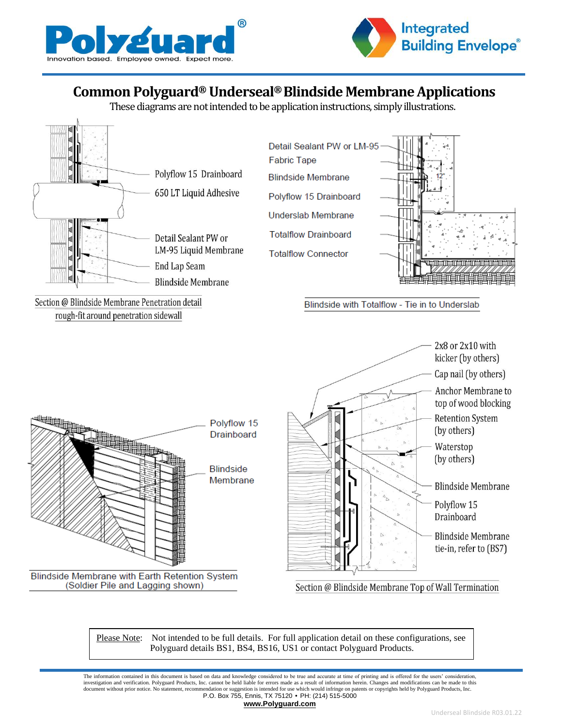# Common Polyguard® Underseal® Blindside Membrane Applications

These diagrams are not intended to be application instructions, simply illustrations.

Polyflow 15 Drainboard

650 LT Liquid Adhesive

Detail Sealant PW or LM-95 Liquid Membrane

End Lap Seam

Blindside Membrane

Section @ Blindside Membrane Penetration detail rough-fit around penetration sidewall

Detail Sealant PW or LM-95

Fabric Tape

Blindside Membrane

Polyflow 15 Drainboard

Underslab Membrane

Totalflow Drainboard

Totalflow Connector

12"

Blindside with Totalflow - Tie in to Underslab

Polyflow 15 Drainboard

Blindside Membrane

Blindside Membrane with Earth Retention System (Soldier Pile and Lagging shown)

2x8 or 2x10 with kicker (by others)

Cap nail (by others)

Anchor Membrane to top of wood blocking

Retention System (by others)

Waterstop (by others)

Blindside Membrane

Polyflow 15 Drainboard

Blindside Membrane tie-in, refer to (BS7)

Section @ Blindside Membrane Top of Wall Termination

Please Note: Not intended to be full details. For full application detail on these configurations, see Polyguard details BS1, BS4, BS16, US1 or contact Polyguard Products.

The information contained in this document is based on data and knowledge considered to be true and accurate at time of printing and is offered for the users' consideration, investigation and verification. Polyguard Products, Inc. cannot be held liable for errors made as a result of information herein. Changes and modifications can be made to this document without prior notice. No statement, recommendation or suggestion is intended for use which would infringe on patents or copyrights held by Polyguard Products, Inc.

P.O. Box 755, Ennis, TX 75120 • PH: (214) 515-5000

**www.Polyguard.com**

Underseal Blindside R03.01.22